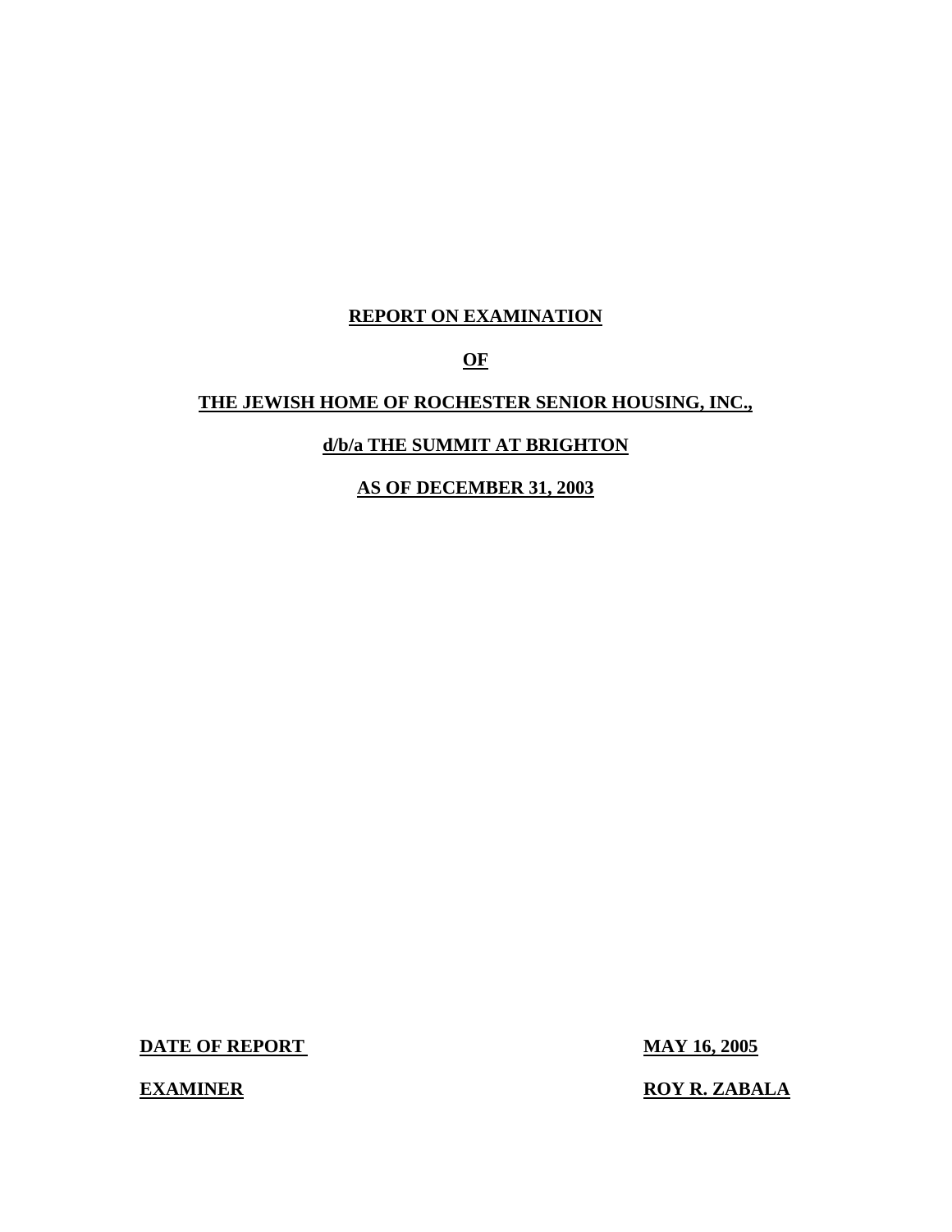# REPORT ON EXAMINATION

# OF

# THE JEWISH HOME OF ROCHESTER SENIOR HOUSING, INC.,

# d/b/a THE SUMMIT AT BRIGHTON

# AS OF DECEMBER 31, 2003

| | |
|---|---|
| **DATE OF REPORT** | **MAY 16, 2005** |
| **EXAMINER** | **ROY R. ZABALA** |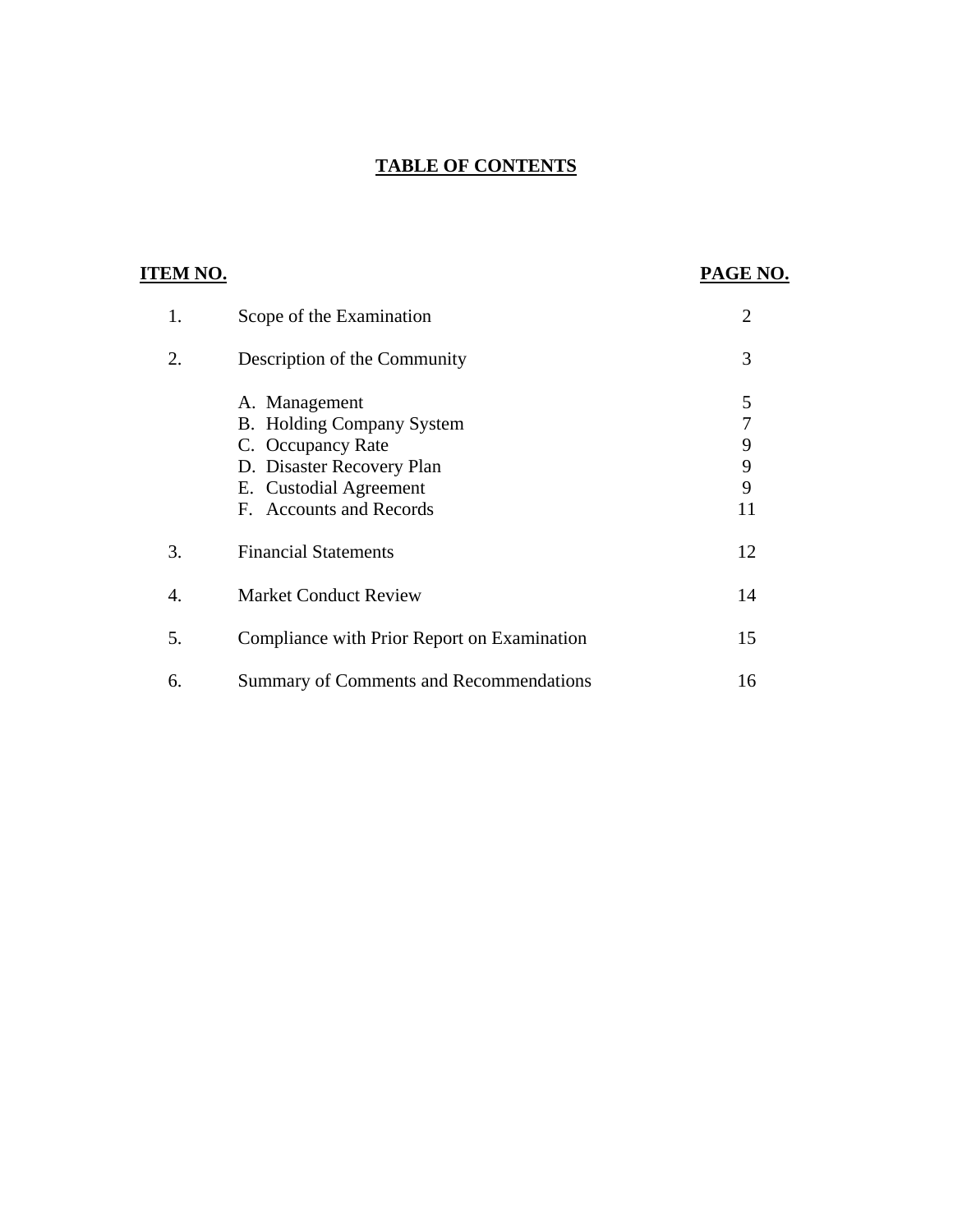# TABLE OF CONTENTS

| ITEM NO. | | PAGE NO. |
|---|---|---|
| 1. | Scope of the Examination | 2 |
| 2. | Description of the Community | 3 |
| | A. Management | 5 |
| | B. Holding Company System | 7 |
| | C. Occupancy Rate | 9 |
| | D. Disaster Recovery Plan | 9 |
| | E. Custodial Agreement | 9 |
| | F. Accounts and Records | 11 |
| 3. | Financial Statements | 12 |
| 4. | Market Conduct Review | 14 |
| 5. | Compliance with Prior Report on Examination | 15 |
| 6. | Summary of Comments and Recommendations | 16 |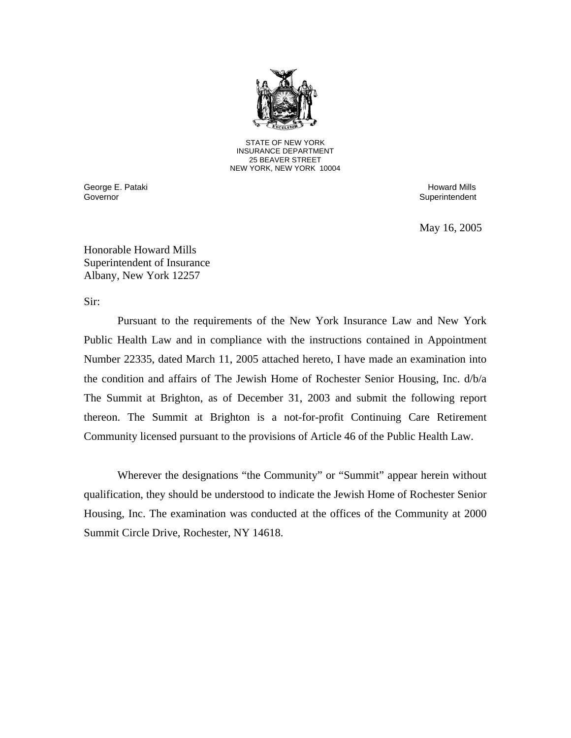STATE OF NEW YORK
INSURANCE DEPARTMENT
25 BEAVER STREET
NEW YORK, NEW YORK 10004

George E. Pataki
Governor

Howard Mills
Superintendent

May 16, 2005

Honorable Howard Mills
Superintendent of Insurance
Albany, New York 12257

Sir:

Pursuant to the requirements of the New York Insurance Law and New York Public Health Law and in compliance with the instructions contained in Appointment Number 22335, dated March 11, 2005 attached hereto, I have made an examination into the condition and affairs of The Jewish Home of Rochester Senior Housing, Inc. d/b/a The Summit at Brighton, as of December 31, 2003 and submit the following report thereon. The Summit at Brighton is a not-for-profit Continuing Care Retirement Community licensed pursuant to the provisions of Article 46 of the Public Health Law.

Wherever the designations "the Community" or "Summit" appear herein without qualification, they should be understood to indicate the Jewish Home of Rochester Senior Housing, Inc. The examination was conducted at the offices of the Community at 2000 Summit Circle Drive, Rochester, NY 14618.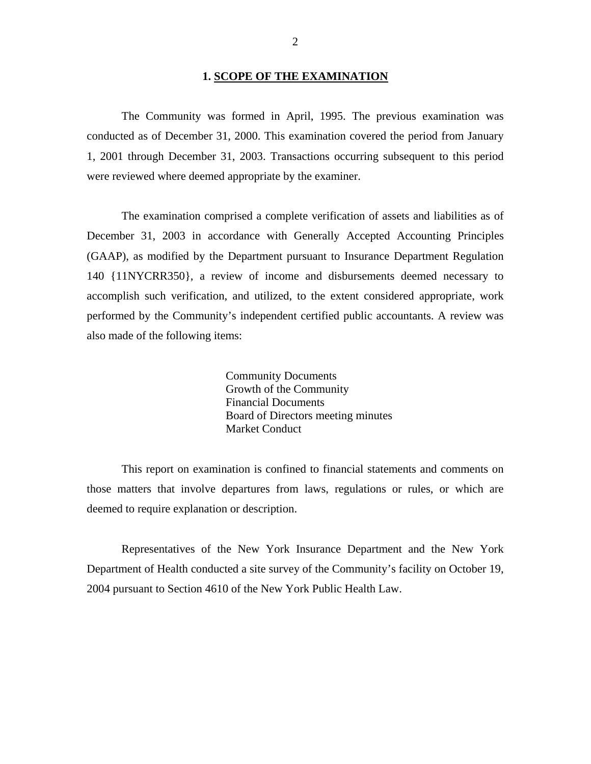## 1. SCOPE OF THE EXAMINATION

The Community was formed in April, 1995. The previous examination was conducted as of December 31, 2000. This examination covered the period from January 1, 2001 through December 31, 2003. Transactions occurring subsequent to this period were reviewed where deemed appropriate by the examiner.

The examination comprised a complete verification of assets and liabilities as of December 31, 2003 in accordance with Generally Accepted Accounting Principles (GAAP), as modified by the Department pursuant to Insurance Department Regulation 140 {11NYCRR350}, a review of income and disbursements deemed necessary to accomplish such verification, and utilized, to the extent considered appropriate, work performed by the Community's independent certified public accountants. A review was also made of the following items:

Community Documents
Growth of the Community
Financial Documents
Board of Directors meeting minutes
Market Conduct

This report on examination is confined to financial statements and comments on those matters that involve departures from laws, regulations or rules, or which are deemed to require explanation or description.

Representatives of the New York Insurance Department and the New York Department of Health conducted a site survey of the Community's facility on October 19, 2004 pursuant to Section 4610 of the New York Public Health Law.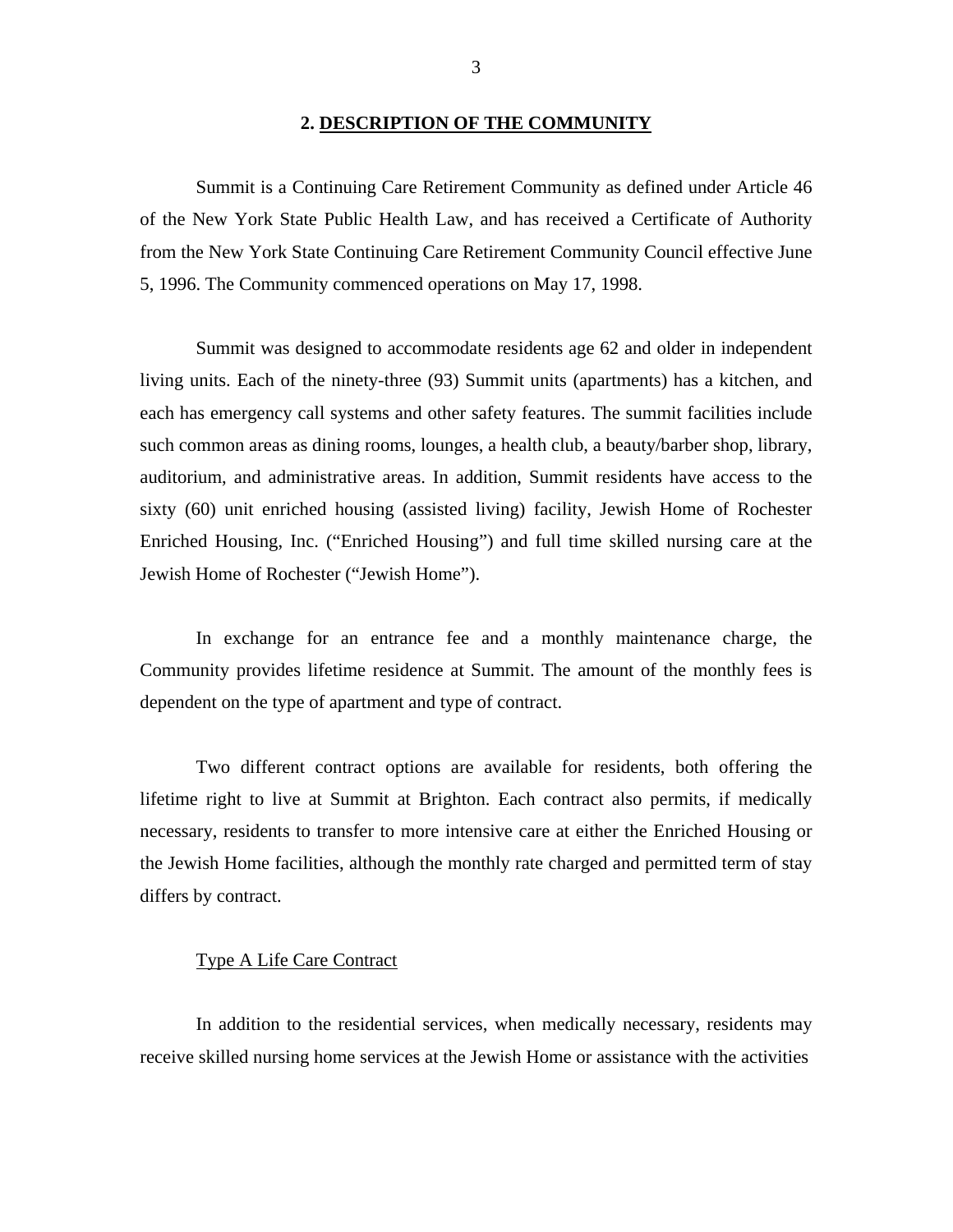## 2. DESCRIPTION OF THE COMMUNITY

Summit is a Continuing Care Retirement Community as defined under Article 46 of the New York State Public Health Law, and has received a Certificate of Authority from the New York State Continuing Care Retirement Community Council effective June 5, 1996. The Community commenced operations on May 17, 1998.

Summit was designed to accommodate residents age 62 and older in independent living units. Each of the ninety-three (93) Summit units (apartments) has a kitchen, and each has emergency call systems and other safety features. The summit facilities include such common areas as dining rooms, lounges, a health club, a beauty/barber shop, library, auditorium, and administrative areas. In addition, Summit residents have access to the sixty (60) unit enriched housing (assisted living) facility, Jewish Home of Rochester Enriched Housing, Inc. ("Enriched Housing") and full time skilled nursing care at the Jewish Home of Rochester ("Jewish Home").

In exchange for an entrance fee and a monthly maintenance charge, the Community provides lifetime residence at Summit. The amount of the monthly fees is dependent on the type of apartment and type of contract.

Two different contract options are available for residents, both offering the lifetime right to live at Summit at Brighton. Each contract also permits, if medically necessary, residents to transfer to more intensive care at either the Enriched Housing or the Jewish Home facilities, although the monthly rate charged and permitted term of stay differs by contract.

Type A Life Care Contract

In addition to the residential services, when medically necessary, residents may receive skilled nursing home services at the Jewish Home or assistance with the activities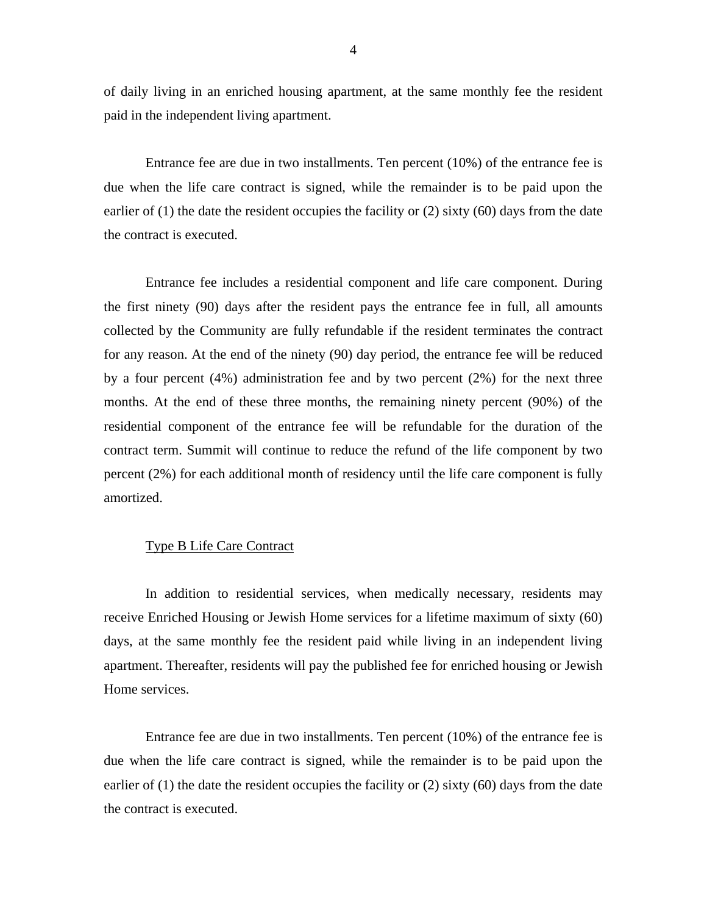of daily living in an enriched housing apartment, at the same monthly fee the resident paid in the independent living apartment.

Entrance fee are due in two installments. Ten percent (10%) of the entrance fee is due when the life care contract is signed, while the remainder is to be paid upon the earlier of (1) the date the resident occupies the facility or (2) sixty (60) days from the date the contract is executed.

Entrance fee includes a residential component and life care component. During the first ninety (90) days after the resident pays the entrance fee in full, all amounts collected by the Community are fully refundable if the resident terminates the contract for any reason. At the end of the ninety (90) day period, the entrance fee will be reduced by a four percent (4%) administration fee and by two percent (2%) for the next three months. At the end of these three months, the remaining ninety percent (90%) of the residential component of the entrance fee will be refundable for the duration of the contract term. Summit will continue to reduce the refund of the life component by two percent (2%) for each additional month of residency until the life care component is fully amortized.

<u>Type B Life Care Contract</u>

In addition to residential services, when medically necessary, residents may receive Enriched Housing or Jewish Home services for a lifetime maximum of sixty (60) days, at the same monthly fee the resident paid while living in an independent living apartment. Thereafter, residents will pay the published fee for enriched housing or Jewish Home services.

Entrance fee are due in two installments. Ten percent (10%) of the entrance fee is due when the life care contract is signed, while the remainder is to be paid upon the earlier of (1) the date the resident occupies the facility or (2) sixty (60) days from the date the contract is executed.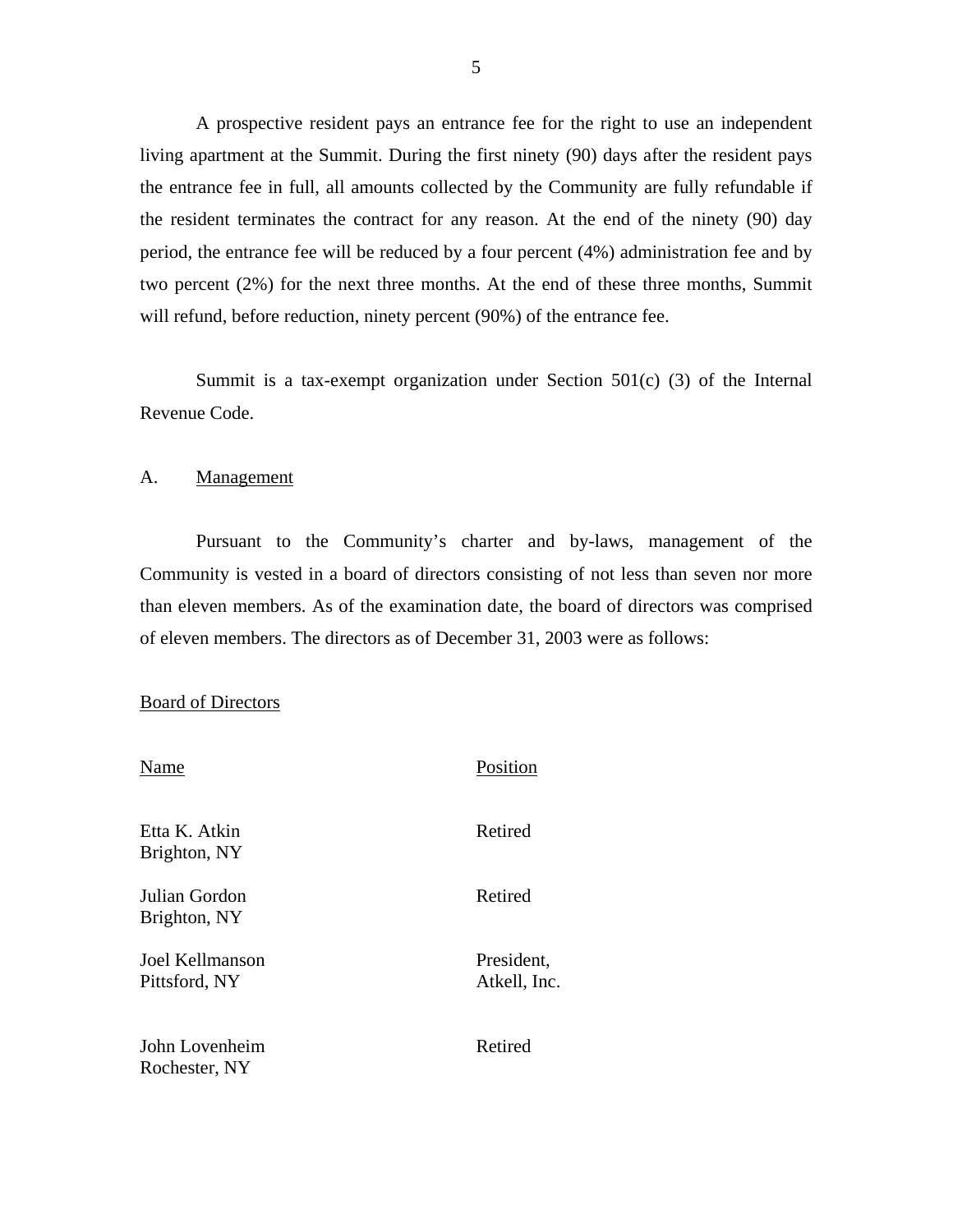A prospective resident pays an entrance fee for the right to use an independent living apartment at the Summit. During the first ninety (90) days after the resident pays the entrance fee in full, all amounts collected by the Community are fully refundable if the resident terminates the contract for any reason. At the end of the ninety (90) day period, the entrance fee will be reduced by a four percent (4%) administration fee and by two percent (2%) for the next three months. At the end of these three months, Summit will refund, before reduction, ninety percent (90%) of the entrance fee.

Summit is a tax-exempt organization under Section 501(c) (3) of the Internal Revenue Code.

## A. Management

Pursuant to the Community's charter and by-laws, management of the Community is vested in a board of directors consisting of not less than seven nor more than eleven members. As of the examination date, the board of directors was comprised of eleven members. The directors as of December 31, 2003 were as follows:

### Board of Directors

| Name | Position |
|---|---|
| Etta K. Atkin<br>Brighton, NY | Retired |
| Julian Gordon<br>Brighton, NY | Retired |
| Joel Kellmanson<br>Pittsford, NY | President,<br>Atkell, Inc. |
| John Lovenheim<br>Rochester, NY | Retired |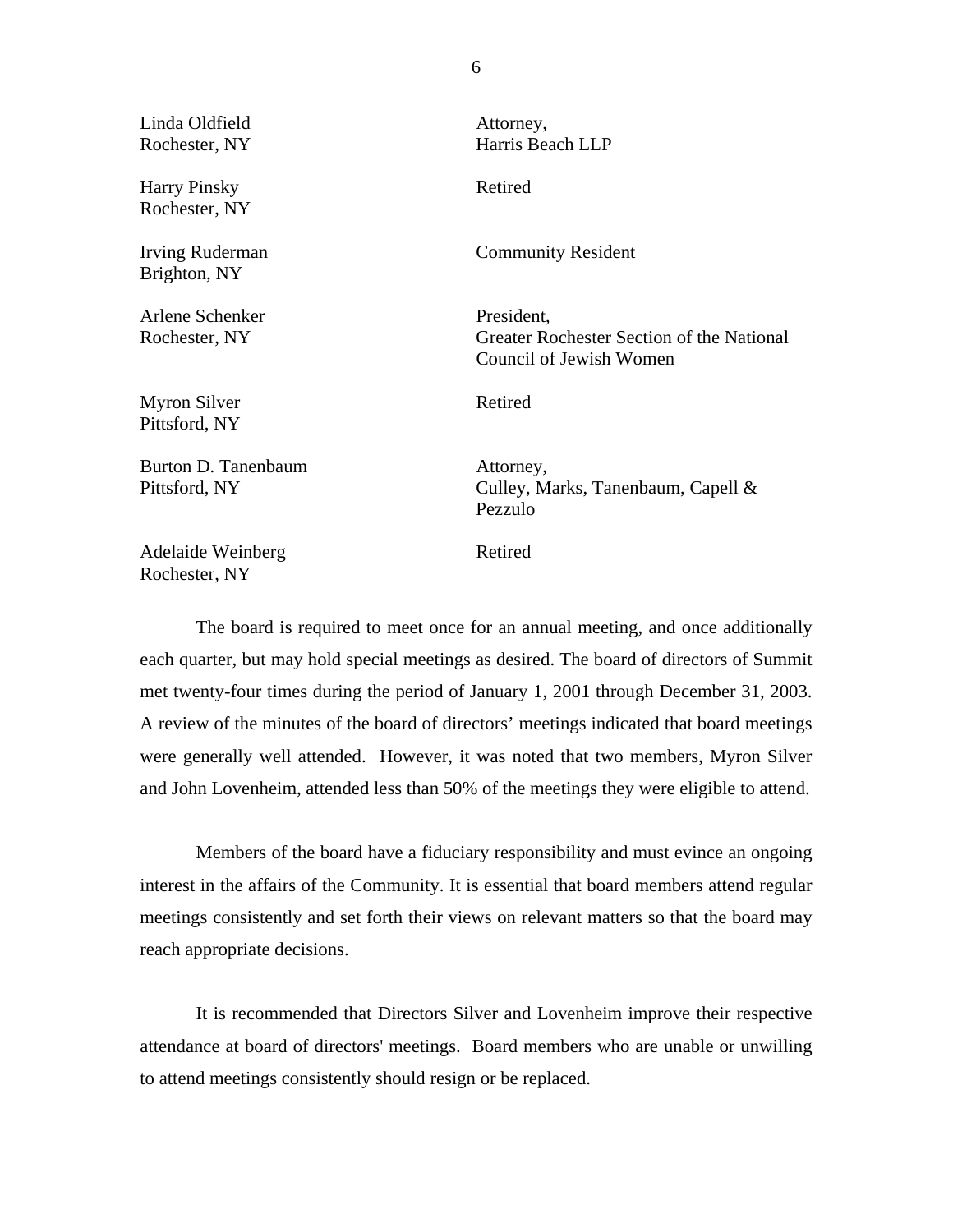| | |
|---|---|
| Linda Oldfield<br>Rochester, NY | Attorney,<br>Harris Beach LLP |
| Harry Pinsky<br>Rochester, NY | Retired |
| Irving Ruderman<br>Brighton, NY | Community Resident |
| Arlene Schenker<br>Rochester, NY | President,<br>Greater Rochester Section of the National Council of Jewish Women |
| Myron Silver<br>Pittsford, NY | Retired |
| Burton D. Tanenbaum<br>Pittsford, NY | Attorney,<br>Culley, Marks, Tanenbaum, Capell & Pezzulo |
| Adelaide Weinberg<br>Rochester, NY | Retired |

The board is required to meet once for an annual meeting, and once additionally each quarter, but may hold special meetings as desired. The board of directors of Summit met twenty-four times during the period of January 1, 2001 through December 31, 2003. A review of the minutes of the board of directors' meetings indicated that board meetings were generally well attended. However, it was noted that two members, Myron Silver and John Lovenheim, attended less than 50% of the meetings they were eligible to attend.

Members of the board have a fiduciary responsibility and must evince an ongoing interest in the affairs of the Community. It is essential that board members attend regular meetings consistently and set forth their views on relevant matters so that the board may reach appropriate decisions.

It is recommended that Directors Silver and Lovenheim improve their respective attendance at board of directors' meetings. Board members who are unable or unwilling to attend meetings consistently should resign or be replaced.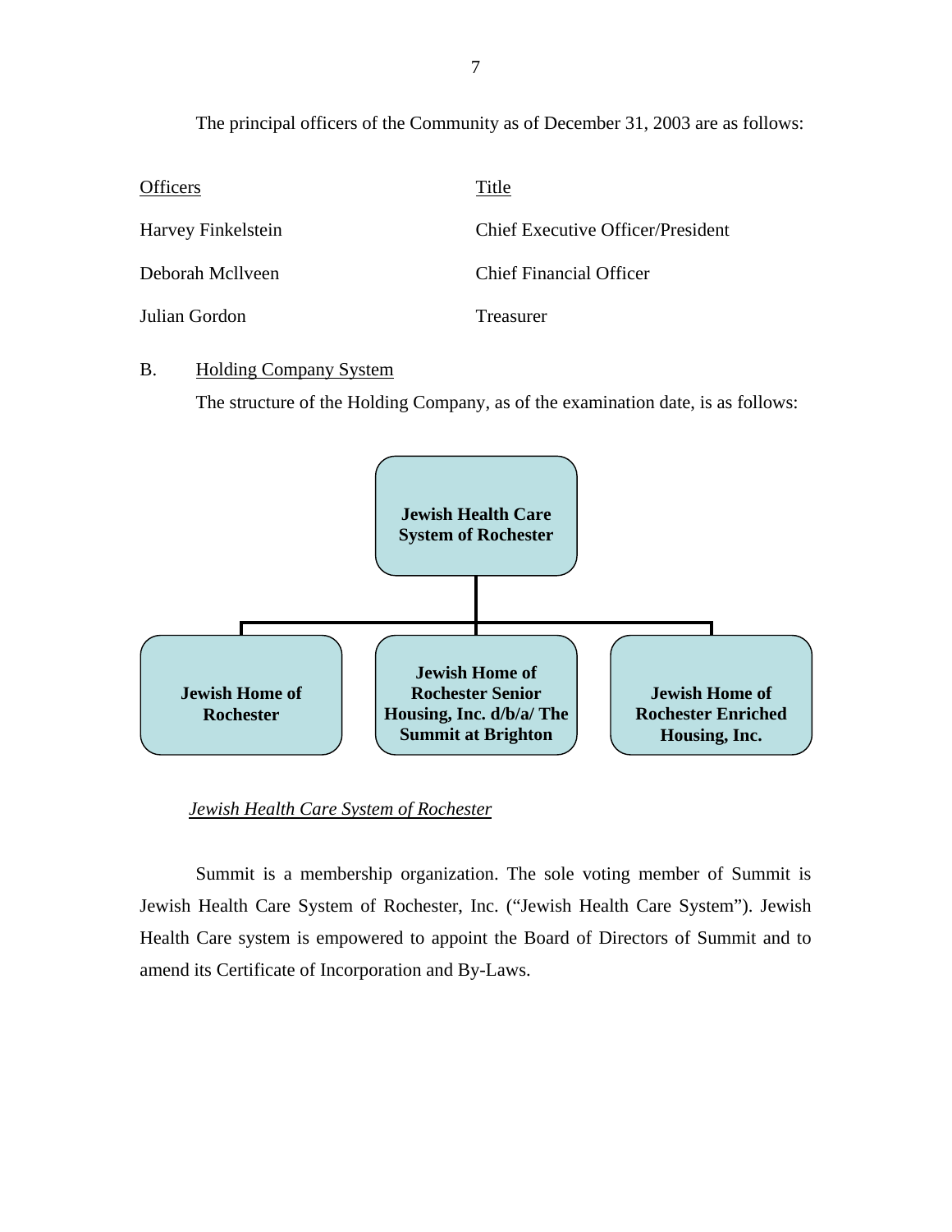The principal officers of the Community as of December 31, 2003 are as follows:

| Officers | Title |
| --- | --- |
| Harvey Finkelstein | Chief Executive Officer/President |
| Deborah Mcllveen | Chief Financial Officer |
| Julian Gordon | Treasurer |

B. Holding Company System

The structure of the Holding Company, as of the examination date, is as follows:

**Jewish Health Care System of Rochester**

- **Jewish Home of Rochester**
- **Jewish Home of Rochester Senior Housing, Inc. d/b/a/ The Summit at Brighton**
- **Jewish Home of Rochester Enriched Housing, Inc.**

*Jewish Health Care System of Rochester*

Summit is a membership organization. The sole voting member of Summit is Jewish Health Care System of Rochester, Inc. ("Jewish Health Care System"). Jewish Health Care system is empowered to appoint the Board of Directors of Summit and to amend its Certificate of Incorporation and By-Laws.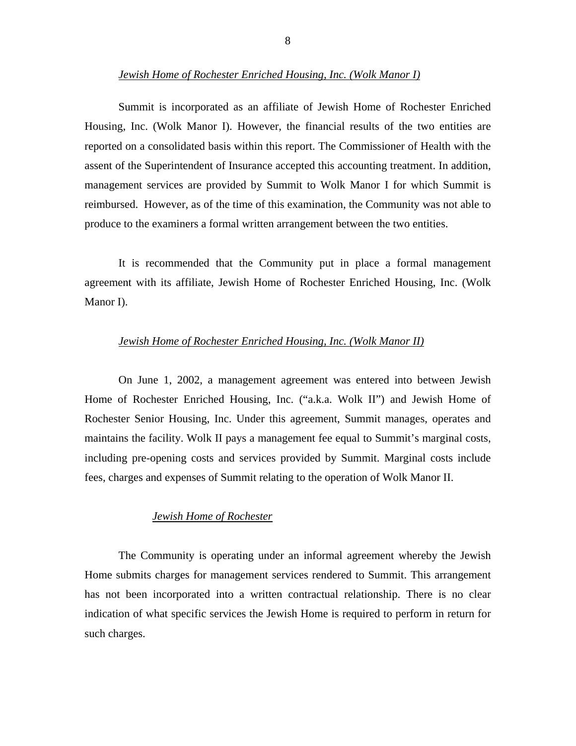*<u>Jewish Home of Rochester Enriched Housing, Inc. (Wolk Manor I)</u>*

Summit is incorporated as an affiliate of Jewish Home of Rochester Enriched Housing, Inc. (Wolk Manor I). However, the financial results of the two entities are reported on a consolidated basis within this report. The Commissioner of Health with the assent of the Superintendent of Insurance accepted this accounting treatment. In addition, management services are provided by Summit to Wolk Manor I for which Summit is reimbursed. However, as of the time of this examination, the Community was not able to produce to the examiners a formal written arrangement between the two entities.

It is recommended that the Community put in place a formal management agreement with its affiliate, Jewish Home of Rochester Enriched Housing, Inc. (Wolk Manor I).

*<u>Jewish Home of Rochester Enriched Housing, Inc. (Wolk Manor II)</u>*

On June 1, 2002, a management agreement was entered into between Jewish Home of Rochester Enriched Housing, Inc. ("a.k.a. Wolk II") and Jewish Home of Rochester Senior Housing, Inc. Under this agreement, Summit manages, operates and maintains the facility. Wolk II pays a management fee equal to Summit's marginal costs, including pre-opening costs and services provided by Summit. Marginal costs include fees, charges and expenses of Summit relating to the operation of Wolk Manor II.

*<u>Jewish Home of Rochester</u>*

The Community is operating under an informal agreement whereby the Jewish Home submits charges for management services rendered to Summit. This arrangement has not been incorporated into a written contractual relationship. There is no clear indication of what specific services the Jewish Home is required to perform in return for such charges.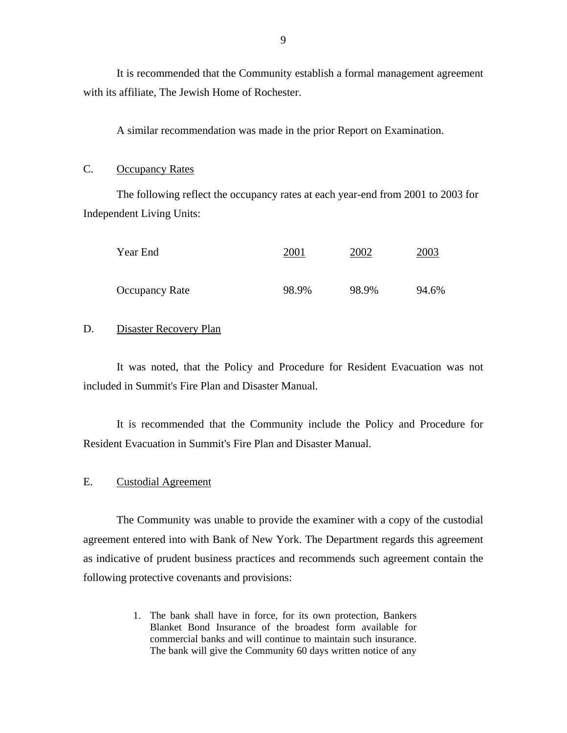It is recommended that the Community establish a formal management agreement with its affiliate, The Jewish Home of Rochester.

A similar recommendation was made in the prior Report on Examination.

## C. Occupancy Rates

The following reflect the occupancy rates at each year-end from 2001 to 2003 for Independent Living Units:

| Year End | 2001 | 2002 | 2003 |
|---|---|---|---|
| Occupancy Rate | 98.9% | 98.9% | 94.6% |

## D. Disaster Recovery Plan

It was noted, that the Policy and Procedure for Resident Evacuation was not included in Summit's Fire Plan and Disaster Manual.

It is recommended that the Community include the Policy and Procedure for Resident Evacuation in Summit's Fire Plan and Disaster Manual.

## E. Custodial Agreement

The Community was unable to provide the examiner with a copy of the custodial agreement entered into with Bank of New York. The Department regards this agreement as indicative of prudent business practices and recommends such agreement contain the following protective covenants and provisions:

1. The bank shall have in force, for its own protection, Bankers Blanket Bond Insurance of the broadest form available for commercial banks and will continue to maintain such insurance. The bank will give the Community 60 days written notice of any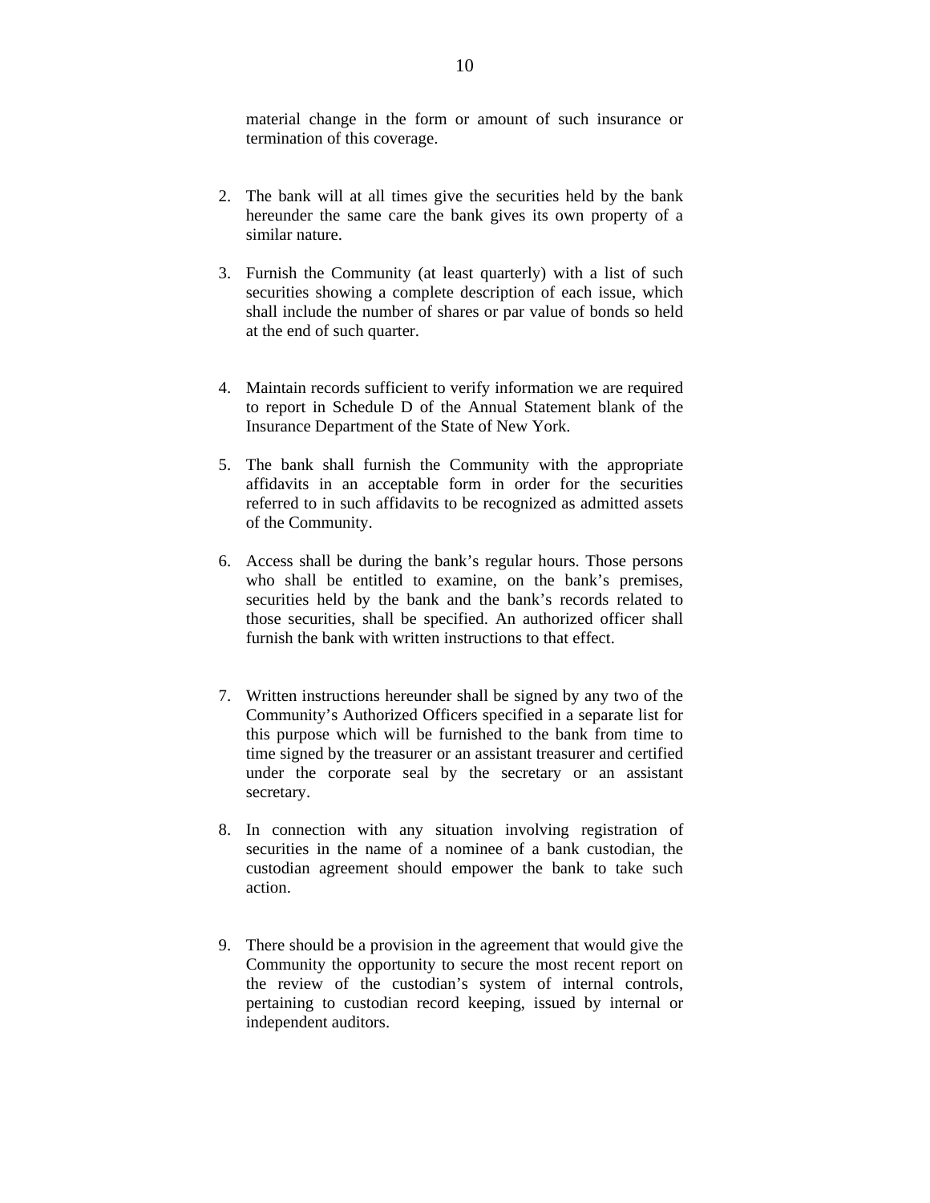material change in the form or amount of such insurance or termination of this coverage.

2. The bank will at all times give the securities held by the bank hereunder the same care the bank gives its own property of a similar nature.

3. Furnish the Community (at least quarterly) with a list of such securities showing a complete description of each issue, which shall include the number of shares or par value of bonds so held at the end of such quarter.

4. Maintain records sufficient to verify information we are required to report in Schedule D of the Annual Statement blank of the Insurance Department of the State of New York.

5. The bank shall furnish the Community with the appropriate affidavits in an acceptable form in order for the securities referred to in such affidavits to be recognized as admitted assets of the Community.

6. Access shall be during the bank's regular hours. Those persons who shall be entitled to examine, on the bank's premises, securities held by the bank and the bank's records related to those securities, shall be specified. An authorized officer shall furnish the bank with written instructions to that effect.

7. Written instructions hereunder shall be signed by any two of the Community's Authorized Officers specified in a separate list for this purpose which will be furnished to the bank from time to time signed by the treasurer or an assistant treasurer and certified under the corporate seal by the secretary or an assistant secretary.

8. In connection with any situation involving registration of securities in the name of a nominee of a bank custodian, the custodian agreement should empower the bank to take such action.

9. There should be a provision in the agreement that would give the Community the opportunity to secure the most recent report on the review of the custodian's system of internal controls, pertaining to custodian record keeping, issued by internal or independent auditors.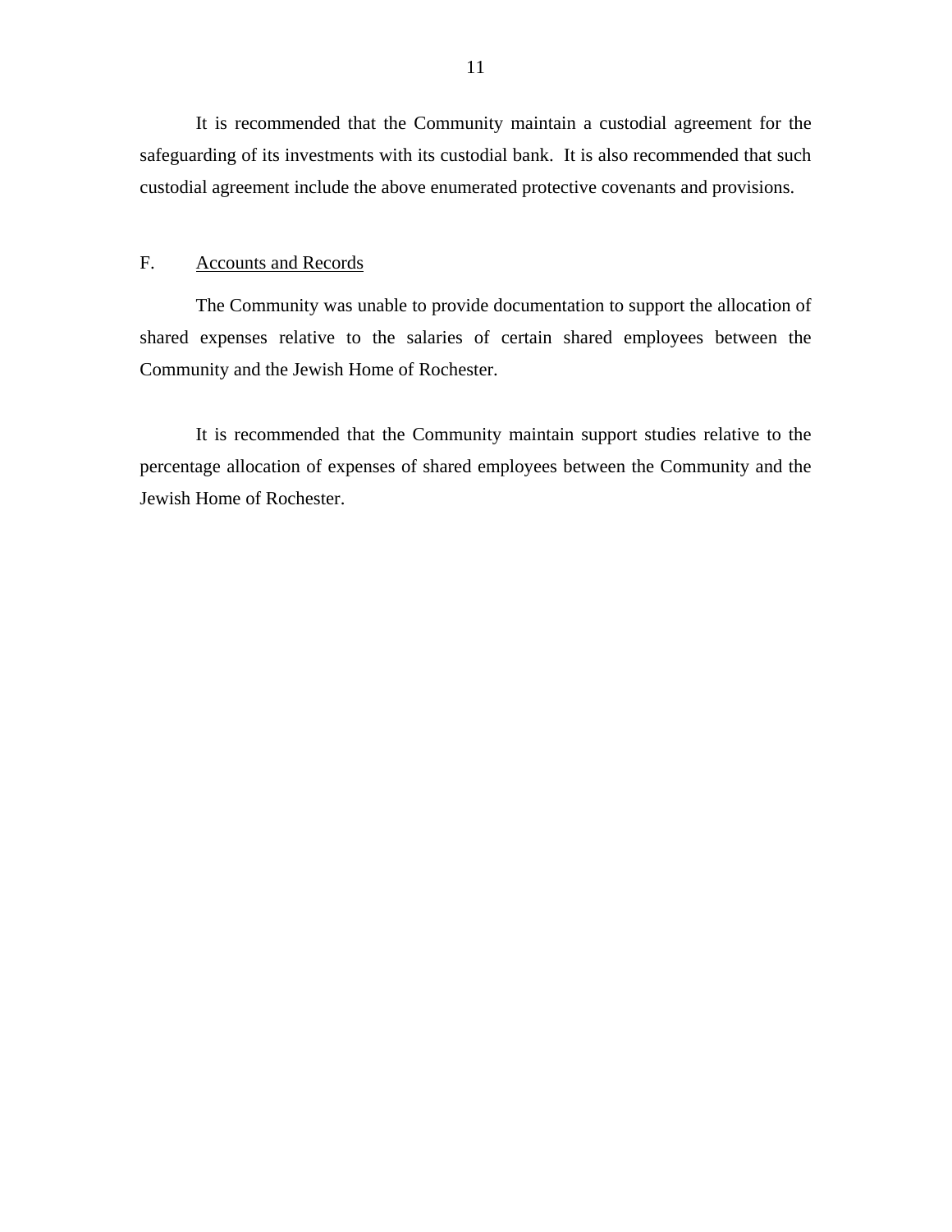It is recommended that the Community maintain a custodial agreement for the safeguarding of its investments with its custodial bank. It is also recommended that such custodial agreement include the above enumerated protective covenants and provisions.

## F. Accounts and Records

The Community was unable to provide documentation to support the allocation of shared expenses relative to the salaries of certain shared employees between the Community and the Jewish Home of Rochester.

It is recommended that the Community maintain support studies relative to the percentage allocation of expenses of shared employees between the Community and the Jewish Home of Rochester.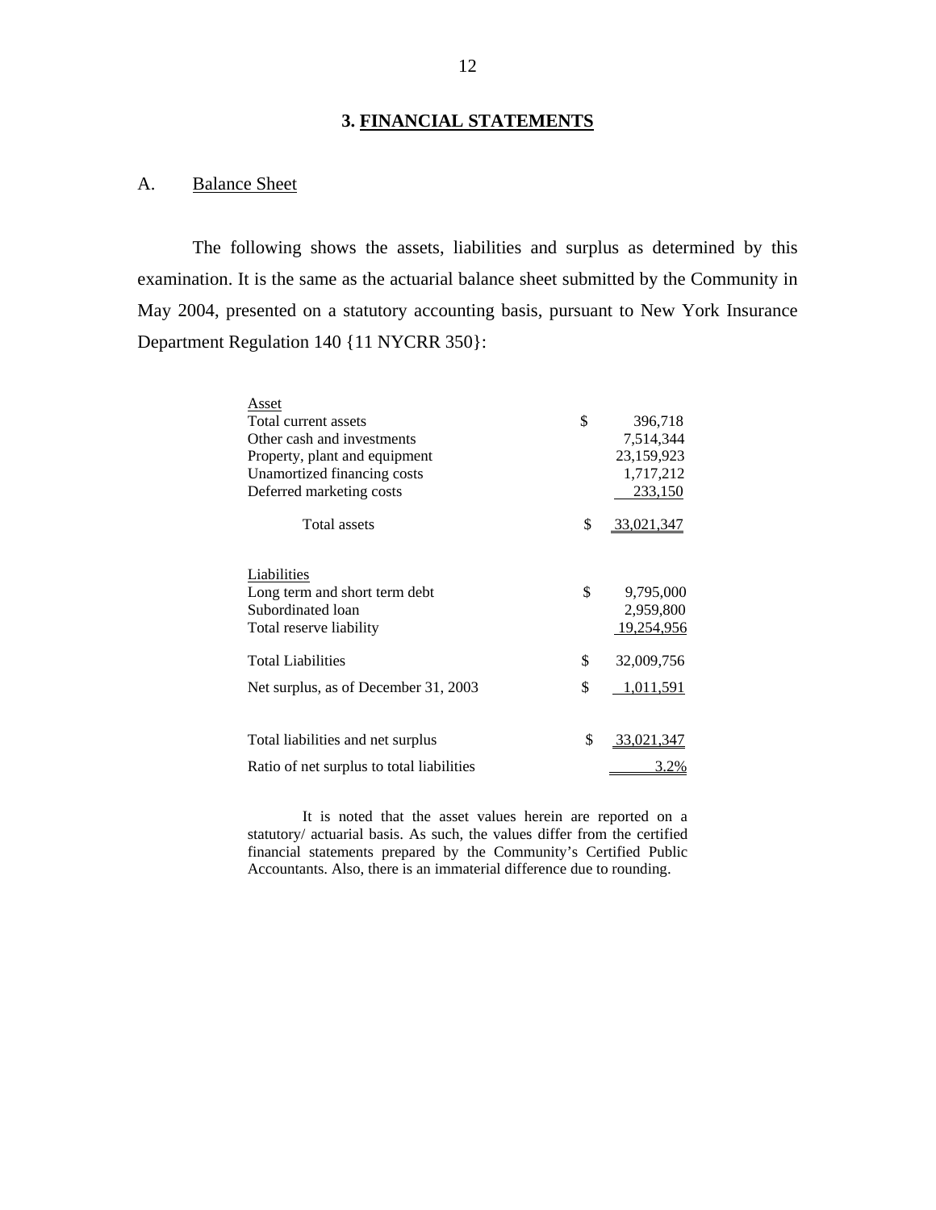## 3. FINANCIAL STATEMENTS

### A. Balance Sheet

The following shows the assets, liabilities and surplus as determined by this examination. It is the same as the actuarial balance sheet submitted by the Community in May 2004, presented on a statutory accounting basis, pursuant to New York Insurance Department Regulation 140 {11 NYCRR 350}:

| Asset | | |
|---|---|---|
| Total current assets | $ | 396,718 |
| Other cash and investments | | 7,514,344 |
| Property, plant and equipment | | 23,159,923 |
| Unamortized financing costs | | 1,717,212 |
| Deferred marketing costs | | 233,150 |
| Total assets | $ | 33,021,347 |
| | | |
| **Liabilities** | | |
| Long term and short term debt | $ | 9,795,000 |
| Subordinated loan | | 2,959,800 |
| Total reserve liability | | 19,254,956 |
| Total Liabilities | $ | 32,009,756 |
| Net surplus, as of December 31, 2003 | $ | 1,011,591 |
| | | |
| Total liabilities and net surplus | $ | 33,021,347 |
| Ratio of net surplus to total liabilities | | 3.2% |

It is noted that the asset values herein are reported on a statutory/ actuarial basis. As such, the values differ from the certified financial statements prepared by the Community's Certified Public Accountants. Also, there is an immaterial difference due to rounding.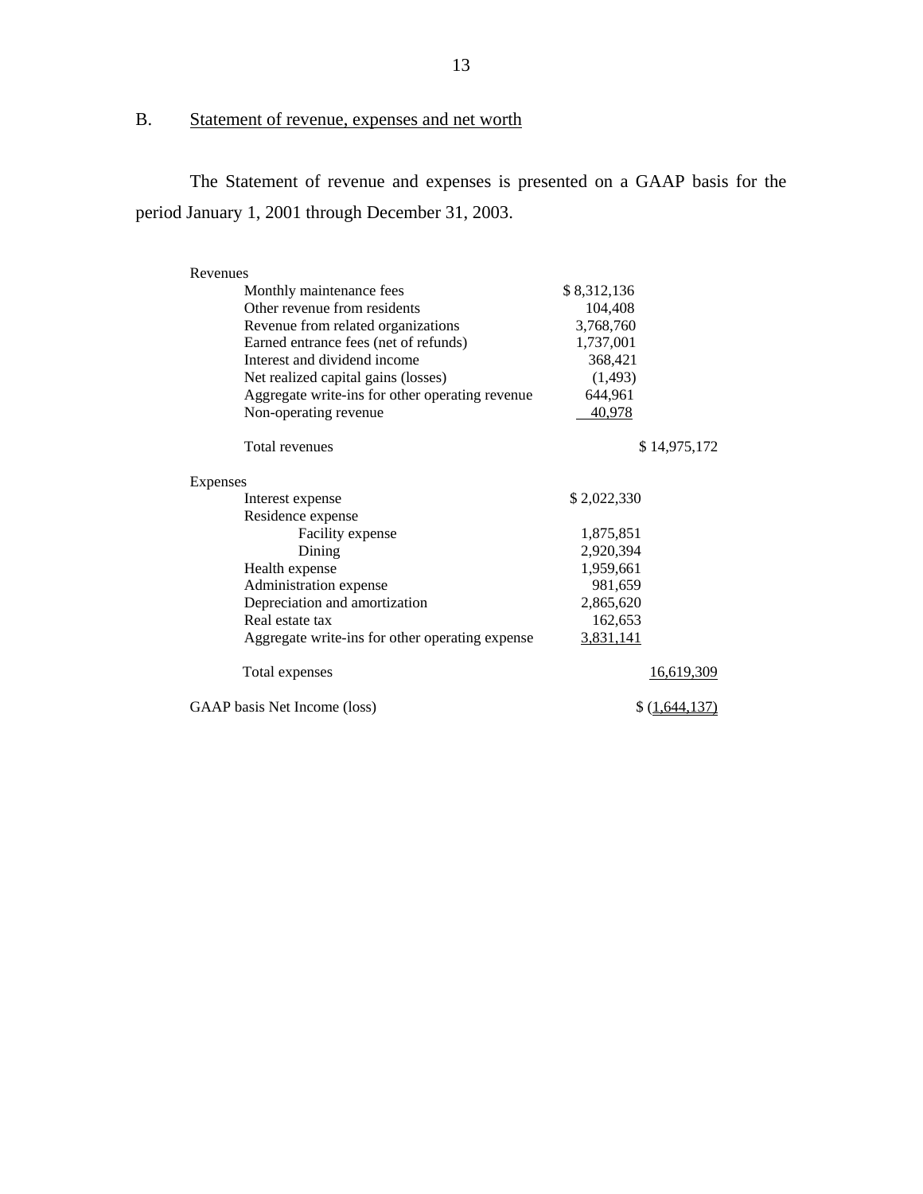## B. Statement of revenue, expenses and net worth

The Statement of revenue and expenses is presented on a GAAP basis for the period January 1, 2001 through December 31, 2003.

| | | |
|---|---|---|
| **Revenues** | | |
| Monthly maintenance fees | $ 8,312,136 | |
| Other revenue from residents | 104,408 | |
| Revenue from related organizations | 3,768,760 | |
| Earned entrance fees (net of refunds) | 1,737,001 | |
| Interest and dividend income | 368,421 | |
| Net realized capital gains (losses) | (1,493) | |
| Aggregate write-ins for other operating revenue | 644,961 | |
| Non-operating revenue | 40,978 | |
| Total revenues | | $ 14,975,172 |
| **Expenses** | | |
| Interest expense | $ 2,022,330 | |
| Residence expense | | |
| Facility expense | 1,875,851 | |
| Dining | 2,920,394 | |
| Health expense | 1,959,661 | |
| Administration expense | 981,659 | |
| Depreciation and amortization | 2,865,620 | |
| Real estate tax | 162,653 | |
| Aggregate write-ins for other operating expense | 3,831,141 | |
| Total expenses | | 16,619,309 |
| GAAP basis Net Income (loss) | | $ (1,644,137) |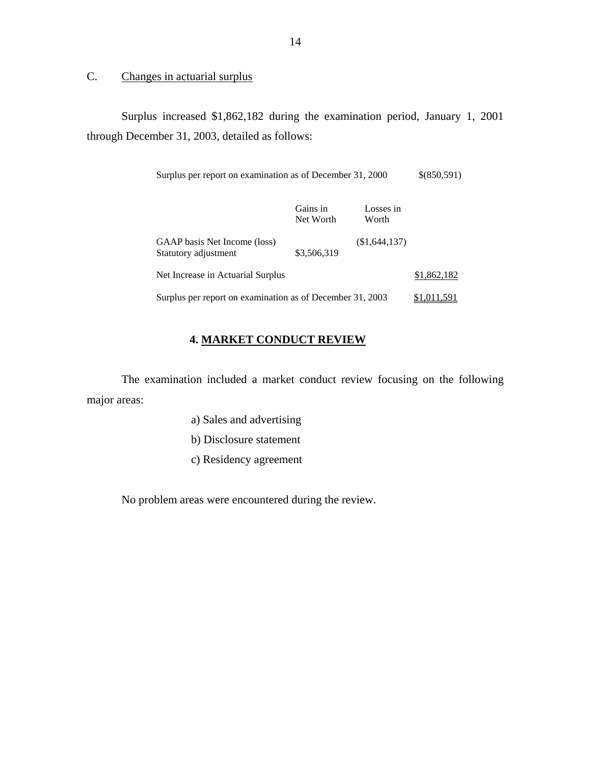C. Changes in actuarial surplus

Surplus increased $1,862,182 during the examination period, January 1, 2001 through December 31, 2003, detailed as follows:

| | Gains in Net Worth | Losses in Worth | |
|---|---|---|---|
| Surplus per report on examination as of December 31, 2000 | | | $(850,591) |
| GAAP basis Net Income (loss) | | ($1,644,137) | |
| Statutory adjustment | $3,506,319 | | |
| Net Increase in Actuarial Surplus | | | $1,862,182 |
| Surplus per report on examination as of December 31, 2003 | | | $1,011,591 |

## 4. MARKET CONDUCT REVIEW

The examination included a market conduct review focusing on the following major areas:

a) Sales and advertising

b) Disclosure statement

c) Residency agreement

No problem areas were encountered during the review.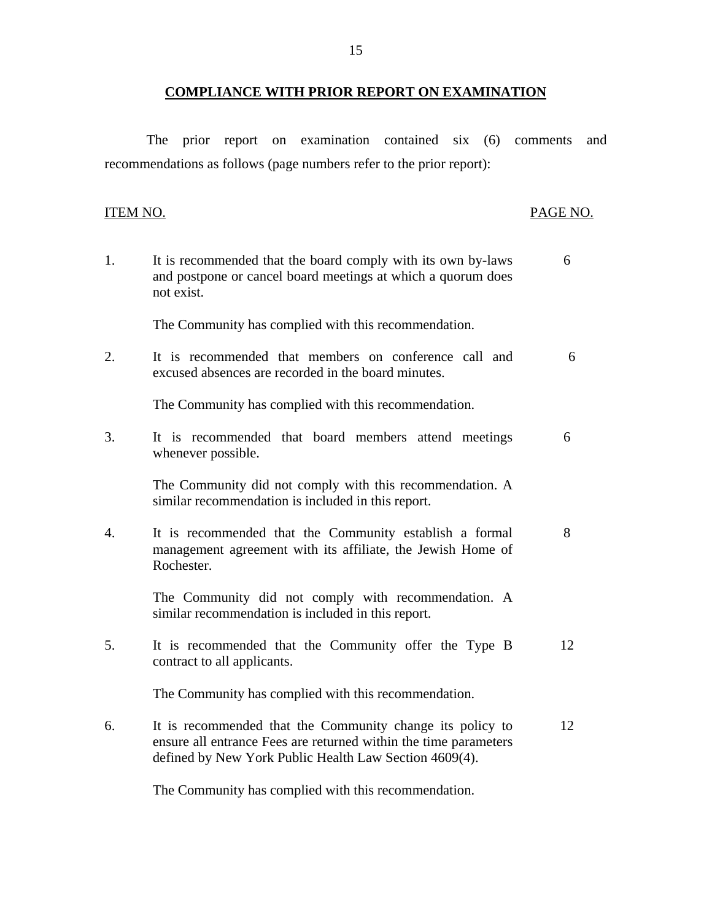## COMPLIANCE WITH PRIOR REPORT ON EXAMINATION

The prior report on examination contained six (6) comments and recommendations as follows (page numbers refer to the prior report):

| ITEM NO. | | PAGE NO. |
|---|---|---|
| 1. | It is recommended that the board comply with its own by-laws and postpone or cancel board meetings at which a quorum does not exist.<br><br>The Community has complied with this recommendation. | 6 |
| 2. | It is recommended that members on conference call and excused absences are recorded in the board minutes.<br><br>The Community has complied with this recommendation. | 6 |
| 3. | It is recommended that board members attend meetings whenever possible.<br><br>The Community did not comply with this recommendation. A similar recommendation is included in this report. | 6 |
| 4. | It is recommended that the Community establish a formal management agreement with its affiliate, the Jewish Home of Rochester.<br><br>The Community did not comply with recommendation. A similar recommendation is included in this report. | 8 |
| 5. | It is recommended that the Community offer the Type B contract to all applicants.<br><br>The Community has complied with this recommendation. | 12 |
| 6. | It is recommended that the Community change its policy to ensure all entrance Fees are returned within the time parameters defined by New York Public Health Law Section 4609(4).<br><br>The Community has complied with this recommendation. | 12 |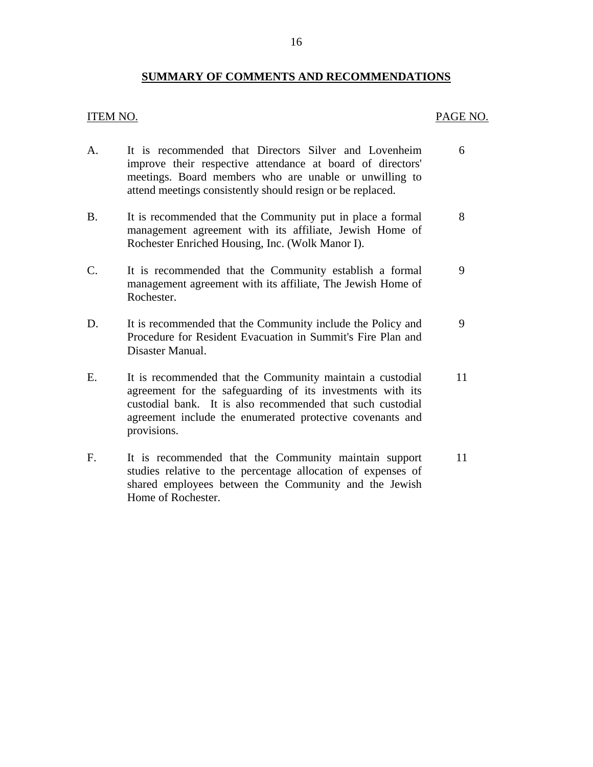## SUMMARY OF COMMENTS AND RECOMMENDATIONS

| ITEM NO. | | PAGE NO. |
|---|---|---|
| A. | It is recommended that Directors Silver and Lovenheim improve their respective attendance at board of directors' meetings. Board members who are unable or unwilling to attend meetings consistently should resign or be replaced. | 6 |
| B. | It is recommended that the Community put in place a formal management agreement with its affiliate, Jewish Home of Rochester Enriched Housing, Inc. (Wolk Manor I). | 8 |
| C. | It is recommended that the Community establish a formal management agreement with its affiliate, The Jewish Home of Rochester. | 9 |
| D. | It is recommended that the Community include the Policy and Procedure for Resident Evacuation in Summit's Fire Plan and Disaster Manual. | 9 |
| E. | It is recommended that the Community maintain a custodial agreement for the safeguarding of its investments with its custodial bank. It is also recommended that such custodial agreement include the enumerated protective covenants and provisions. | 11 |
| F. | It is recommended that the Community maintain support studies relative to the percentage allocation of expenses of shared employees between the Community and the Jewish Home of Rochester. | 11 |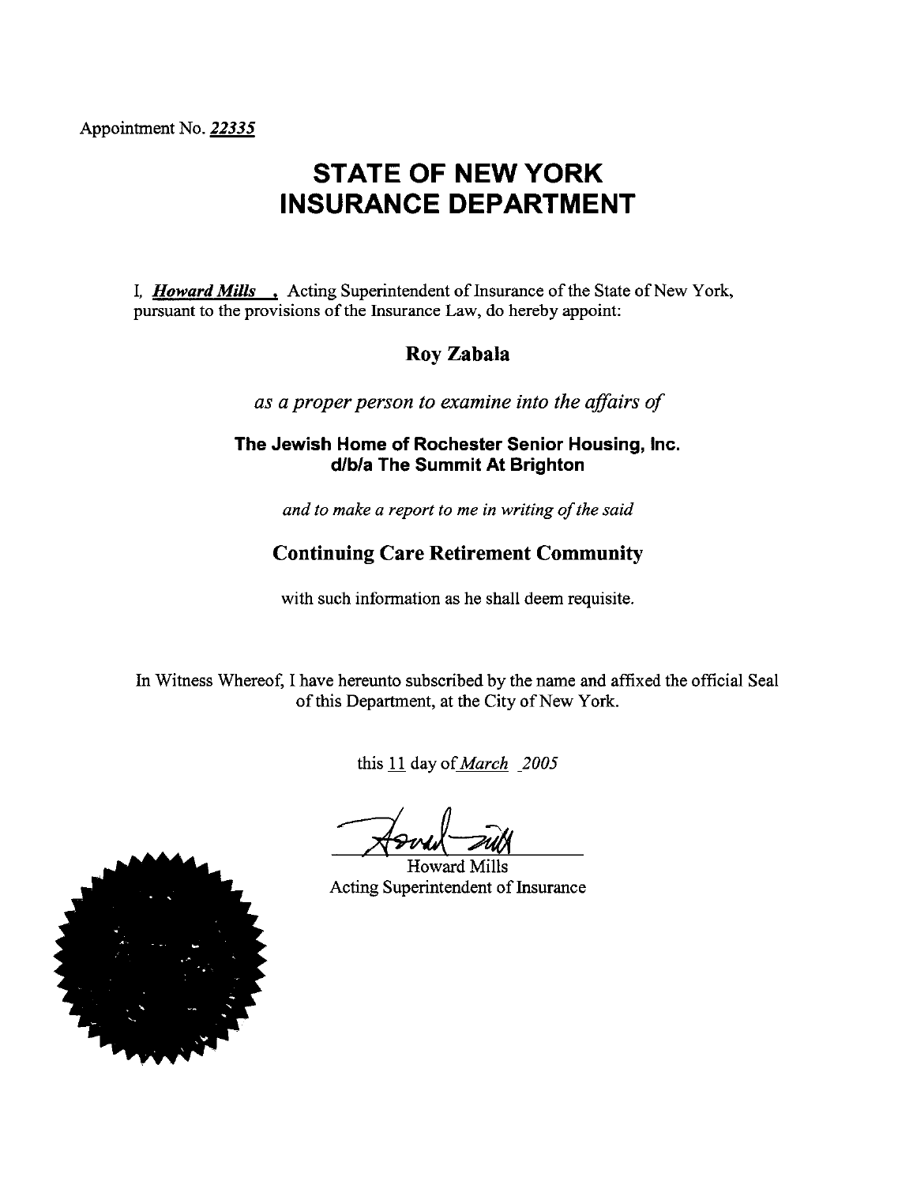Appointment No. *22335*

# STATE OF NEW YORK
# INSURANCE DEPARTMENT

I, ***Howard Mills*** , Acting Superintendent of Insurance of the State of New York, pursuant to the provisions of the Insurance Law, do hereby appoint:

**Roy Zabala**

*as a proper person to examine into the affairs of*

**The Jewish Home of Rochester Senior Housing, Inc.**
**d/b/a The Summit At Brighton**

*and to make a report to me in writing of the said*

**Continuing Care Retirement Community**

with such information as he shall deem requisite.

In Witness Whereof, I have hereunto subscribed by the name and affixed the official Seal of this Department, at the City of New York.

this 11 day of *March* *2005*

Howard Mills
Acting Superintendent of Insurance